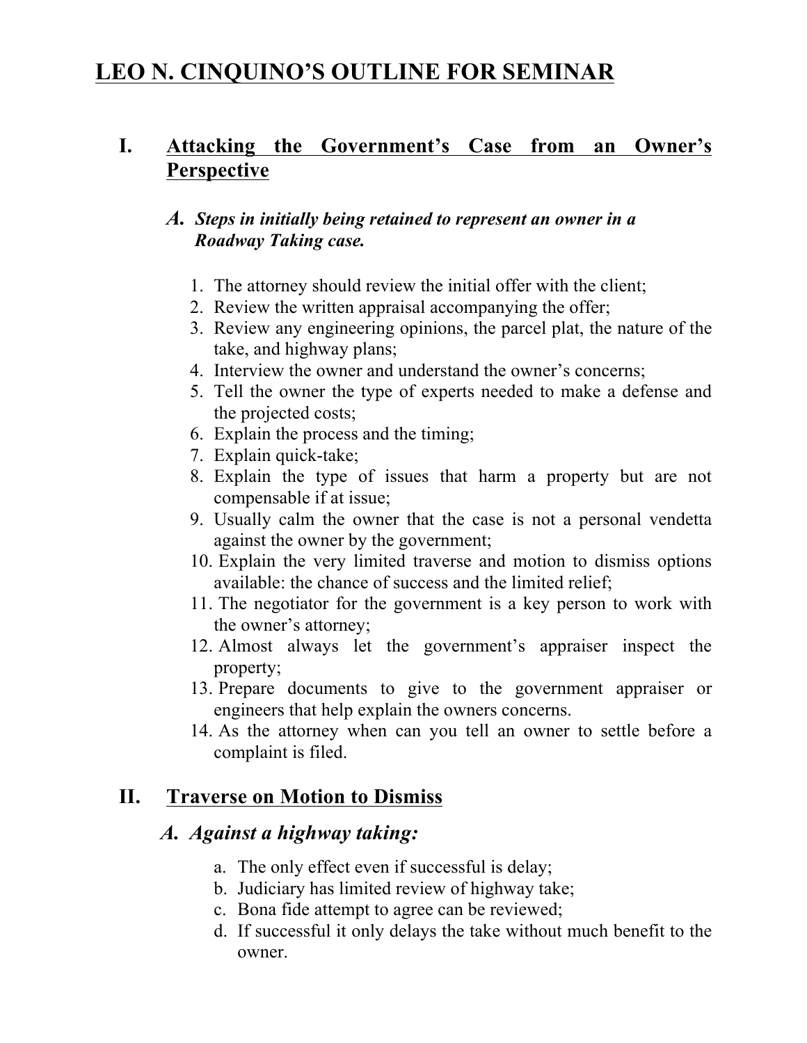# LEO N. CINQUINO'S OUTLINE FOR SEMINAR

## I. Attacking the Government's Case from an Owner's Perspective

### A. *Steps in initially being retained to represent an owner in a Roadway Taking case.*

1. The attorney should review the initial offer with the client;
2. Review the written appraisal accompanying the offer;
3. Review any engineering opinions, the parcel plat, the nature of the take, and highway plans;
4. Interview the owner and understand the owner's concerns;
5. Tell the owner the type of experts needed to make a defense and the projected costs;
6. Explain the process and the timing;
7. Explain quick-take;
8. Explain the type of issues that harm a property but are not compensable if at issue;
9. Usually calm the owner that the case is not a personal vendetta against the owner by the government;
10. Explain the very limited traverse and motion to dismiss options available: the chance of success and the limited relief;
11. The negotiator for the government is a key person to work with the owner's attorney;
12. Almost always let the government's appraiser inspect the property;
13. Prepare documents to give to the government appraiser or engineers that help explain the owners concerns.
14. As the attorney when can you tell an owner to settle before a complaint is filed.

## II. Traverse on Motion to Dismiss

### A. *Against a highway taking:*

a. The only effect even if successful is delay;
b. Judiciary has limited review of highway take;
c. Bona fide attempt to agree can be reviewed;
d. If successful it only delays the take without much benefit to the owner.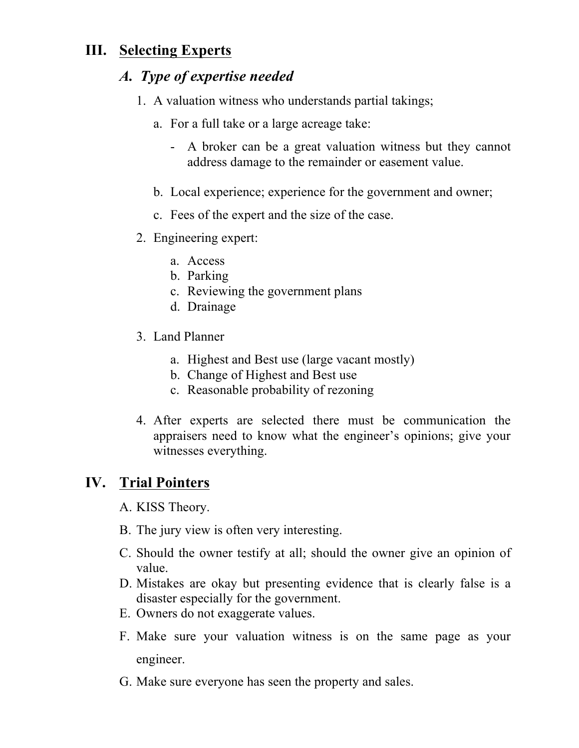## III. <u>Selecting Experts</u>

### *A. Type of expertise needed*

1. A valuation witness who understands partial takings;
   a. For a full take or a large acreage take:
      - A broker can be a great valuation witness but they cannot address damage to the remainder or easement value.

   b. Local experience; experience for the government and owner;

   c. Fees of the expert and the size of the case.

2. Engineering expert:
   a. Access
   b. Parking
   c. Reviewing the government plans
   d. Drainage

3. Land Planner
   a. Highest and Best use (large vacant mostly)
   b. Change of Highest and Best use
   c. Reasonable probability of rezoning

4. After experts are selected there must be communication the appraisers need to know what the engineer's opinions; give your witnesses everything.

## IV. <u>Trial Pointers</u>

A. KISS Theory.

B. The jury view is often very interesting.

C. Should the owner testify at all; should the owner give an opinion of value.

D. Mistakes are okay but presenting evidence that is clearly false is a disaster especially for the government.

E. Owners do not exaggerate values.

F. Make sure your valuation witness is on the same page as your engineer.

G. Make sure everyone has seen the property and sales.